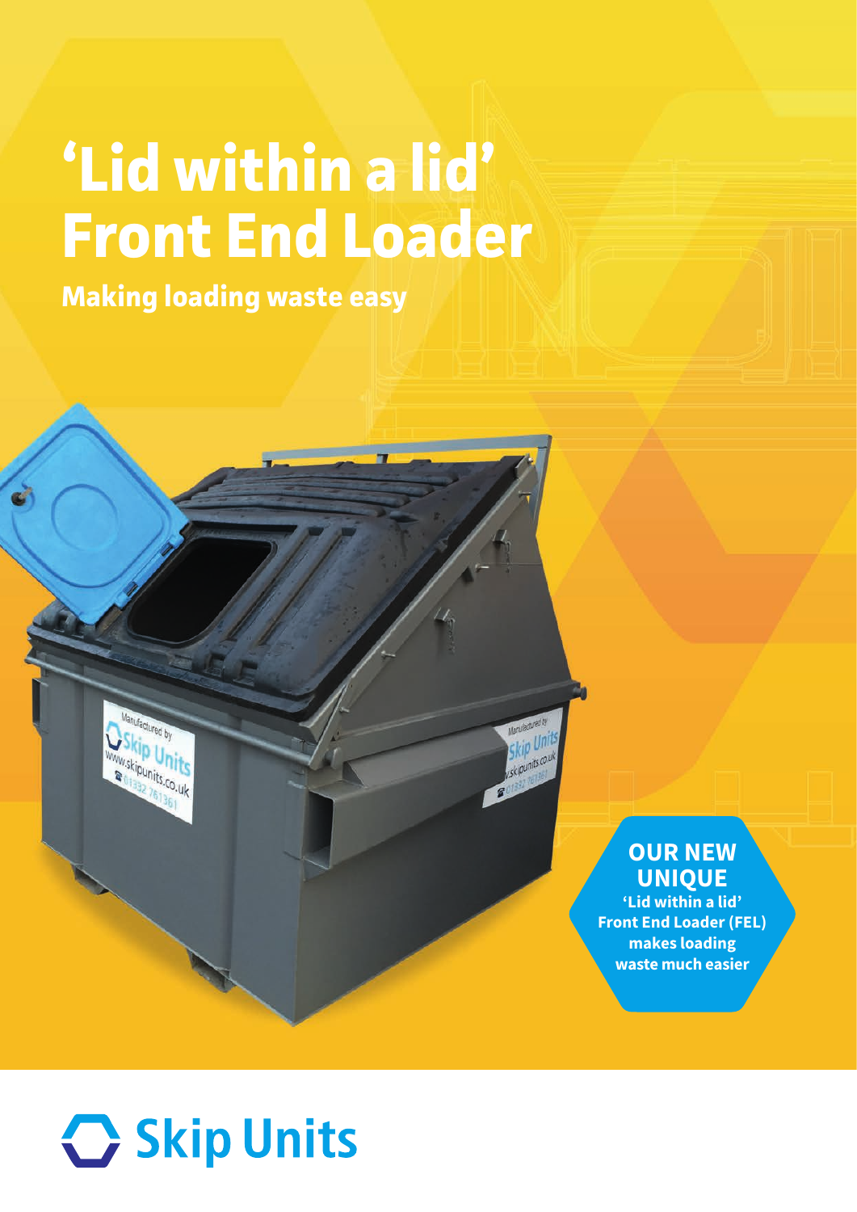# 'Lid within a lid' Front End Loader

**Making loading waste easy**

**OUR NEW UNIQUE**

**'Lid within a lid' Front End Loader (FEL) makes loading waste much easier**

Skip Units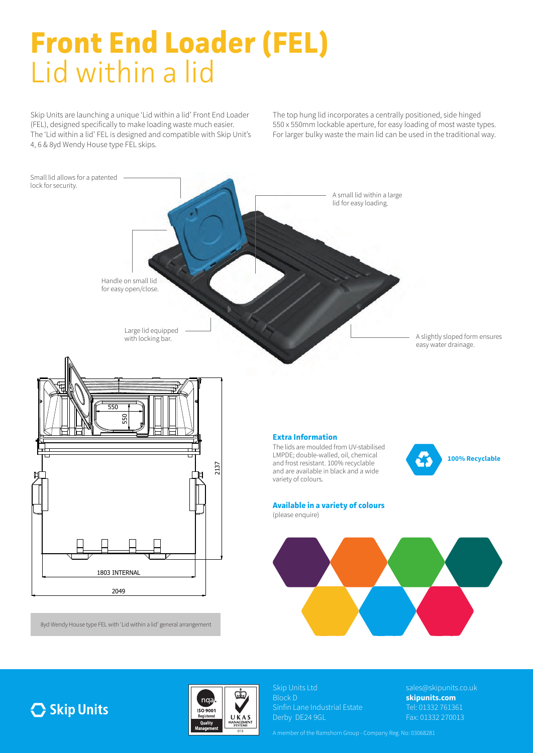# Front End Loader (FEL)
## Lid within a lid

Skip Units are launching a unique 'Lid within a lid' Front End Loader (FEL), designed specifically to make loading waste much easier. The 'Lid within a lid' FEL is designed and compatible with Skip Unit's 4, 6 & 8yd Wendy House type FEL skips.

The top hung lid incorporates a centrally positioned, side hinged 550 x 550mm lockable aperture, for easy loading of most waste types. For larger bulky waste the main lid can be used in the traditional way.

Small lid allows for a patented lock for security.

A small lid within a large lid for easy loading.

Handle on small lid for easy open/close.

Large lid equipped with locking bar.

A slightly sloped form ensures easy water drainage.

550

550

2137

1803 INTERNAL

2049

8yd Wendy House type FEL with 'Lid within a lid' general arrangement

### Extra Information

The lids are moulded from UV-stabilised LMPDE; double-walled, oil, chemical and frost resistant. 100% recyclable and are available in black and a wide variety of colours.

**100% Recyclable**

### Available in a variety of colours

(please enquire)

Skip Units

ISO 9001 Registered Quality Management

UKAS MANAGEMENT SYSTEMS 015

Skip Units Ltd
Block D
Sinfin Lane Industrial Estate
Derby DE24 9GL

sales@skipunits.co.uk
**skipunits.com**
Tel: 01332 761361
Fax: 01332 270013

A member of the Ramshorn Group - Company Reg. No: 03068281